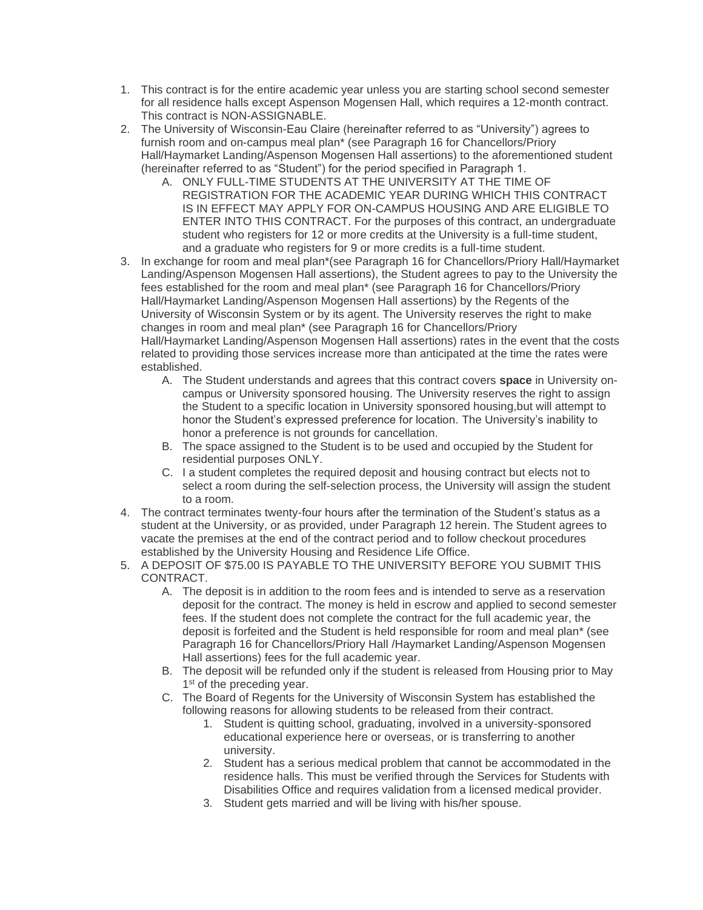1. This contract is for the entire academic year unless you are starting school second semester for all residence halls except Aspenson Mogensen Hall, which requires a 12-month contract. This contract is NON-ASSIGNABLE.
2. The University of Wisconsin-Eau Claire (hereinafter referred to as "University") agrees to furnish room and on-campus meal plan* (see Paragraph 16 for Chancellors/Priory Hall/Haymarket Landing/Aspenson Mogensen Hall assertions) to the aforementioned student (hereinafter referred to as "Student") for the period specified in Paragraph 1.
   A. ONLY FULL-TIME STUDENTS AT THE UNIVERSITY AT THE TIME OF REGISTRATION FOR THE ACADEMIC YEAR DURING WHICH THIS CONTRACT IS IN EFFECT MAY APPLY FOR ON-CAMPUS HOUSING AND ARE ELIGIBLE TO ENTER INTO THIS CONTRACT. For the purposes of this contract, an undergraduate student who registers for 12 or more credits at the University is a full-time student, and a graduate who registers for 9 or more credits is a full-time student.
3. In exchange for room and meal plan*(see Paragraph 16 for Chancellors/Priory Hall/Haymarket Landing/Aspenson Mogensen Hall assertions), the Student agrees to pay to the University the fees established for the room and meal plan* (see Paragraph 16 for Chancellors/Priory Hall/Haymarket Landing/Aspenson Mogensen Hall assertions) by the Regents of the University of Wisconsin System or by its agent. The University reserves the right to make changes in room and meal plan* (see Paragraph 16 for Chancellors/Priory Hall/Haymarket Landing/Aspenson Mogensen Hall assertions) rates in the event that the costs related to providing those services increase more than anticipated at the time the rates were established.
   A. The Student understands and agrees that this contract covers **space** in University on-campus or University sponsored housing. The University reserves the right to assign the Student to a specific location in University sponsored housing,but will attempt to honor the Student's expressed preference for location. The University's inability to honor a preference is not grounds for cancellation.
   B. The space assigned to the Student is to be used and occupied by the Student for residential purposes ONLY.
   C. I a student completes the required deposit and housing contract but elects not to select a room during the self-selection process, the University will assign the student to a room.
4. The contract terminates twenty-four hours after the termination of the Student's status as a student at the University, or as provided, under Paragraph 12 herein. The Student agrees to vacate the premises at the end of the contract period and to follow checkout procedures established by the University Housing and Residence Life Office.
5. A DEPOSIT OF $75.00 IS PAYABLE TO THE UNIVERSITY BEFORE YOU SUBMIT THIS CONTRACT.
   A. The deposit is in addition to the room fees and is intended to serve as a reservation deposit for the contract. The money is held in escrow and applied to second semester fees. If the student does not complete the contract for the full academic year, the deposit is forfeited and the Student is held responsible for room and meal plan* (see Paragraph 16 for Chancellors/Priory Hall /Haymarket Landing/Aspenson Mogensen Hall assertions) fees for the full academic year.
   B. The deposit will be refunded only if the student is released from Housing prior to May 1st of the preceding year.
   C. The Board of Regents for the University of Wisconsin System has established the following reasons for allowing students to be released from their contract.
      1. Student is quitting school, graduating, involved in a university-sponsored educational experience here or overseas, or is transferring to another university.
      2. Student has a serious medical problem that cannot be accommodated in the residence halls. This must be verified through the Services for Students with Disabilities Office and requires validation from a licensed medical provider.
      3. Student gets married and will be living with his/her spouse.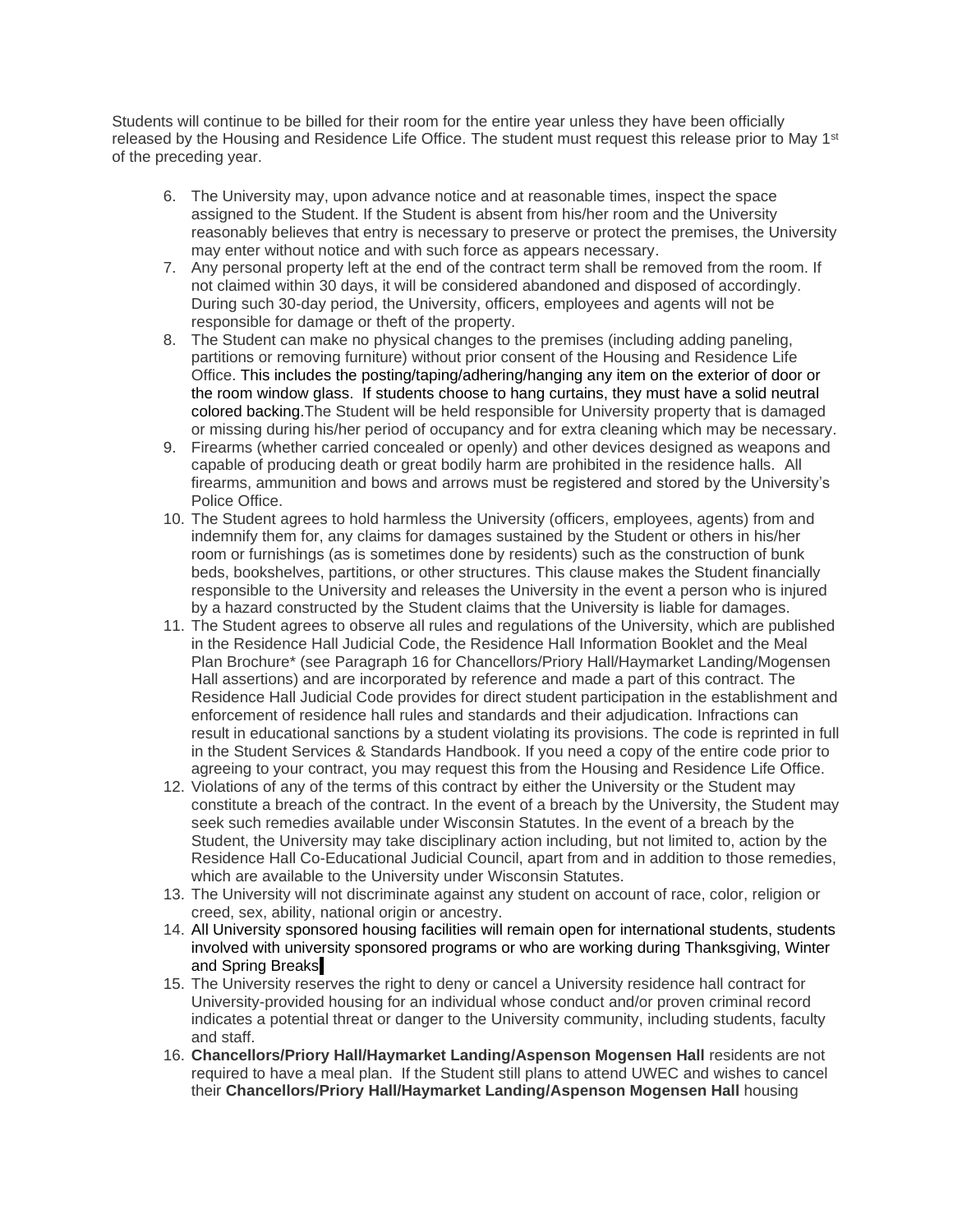Students will continue to be billed for their room for the entire year unless they have been officially released by the Housing and Residence Life Office. The student must request this release prior to May 1st of the preceding year.

6. The University may, upon advance notice and at reasonable times, inspect the space assigned to the Student. If the Student is absent from his/her room and the University reasonably believes that entry is necessary to preserve or protect the premises, the University may enter without notice and with such force as appears necessary.
7. Any personal property left at the end of the contract term shall be removed from the room. If not claimed within 30 days, it will be considered abandoned and disposed of accordingly. During such 30-day period, the University, officers, employees and agents will not be responsible for damage or theft of the property.
8. The Student can make no physical changes to the premises (including adding paneling, partitions or removing furniture) without prior consent of the Housing and Residence Life Office. This includes the posting/taping/adhering/hanging any item on the exterior of door or the room window glass. If students choose to hang curtains, they must have a solid neutral colored backing.The Student will be held responsible for University property that is damaged or missing during his/her period of occupancy and for extra cleaning which may be necessary.
9. Firearms (whether carried concealed or openly) and other devices designed as weapons and capable of producing death or great bodily harm are prohibited in the residence halls. All firearms, ammunition and bows and arrows must be registered and stored by the University's Police Office.
10. The Student agrees to hold harmless the University (officers, employees, agents) from and indemnify them for, any claims for damages sustained by the Student or others in his/her room or furnishings (as is sometimes done by residents) such as the construction of bunk beds, bookshelves, partitions, or other structures. This clause makes the Student financially responsible to the University and releases the University in the event a person who is injured by a hazard constructed by the Student claims that the University is liable for damages.
11. The Student agrees to observe all rules and regulations of the University, which are published in the Residence Hall Judicial Code, the Residence Hall Information Booklet and the Meal Plan Brochure* (see Paragraph 16 for Chancellors/Priory Hall/Haymarket Landing/Mogensen Hall assertions) and are incorporated by reference and made a part of this contract. The Residence Hall Judicial Code provides for direct student participation in the establishment and enforcement of residence hall rules and standards and their adjudication. Infractions can result in educational sanctions by a student violating its provisions. The code is reprinted in full in the Student Services & Standards Handbook. If you need a copy of the entire code prior to agreeing to your contract, you may request this from the Housing and Residence Life Office.
12. Violations of any of the terms of this contract by either the University or the Student may constitute a breach of the contract. In the event of a breach by the University, the Student may seek such remedies available under Wisconsin Statutes. In the event of a breach by the Student, the University may take disciplinary action including, but not limited to, action by the Residence Hall Co-Educational Judicial Council, apart from and in addition to those remedies, which are available to the University under Wisconsin Statutes.
13. The University will not discriminate against any student on account of race, color, religion or creed, sex, ability, national origin or ancestry.
14. All University sponsored housing facilities will remain open for international students, students involved with university sponsored programs or who are working during Thanksgiving, Winter and Spring Breaks
15. The University reserves the right to deny or cancel a University residence hall contract for University-provided housing for an individual whose conduct and/or proven criminal record indicates a potential threat or danger to the University community, including students, faculty and staff.
16. **Chancellors/Priory Hall/Haymarket Landing/Aspenson Mogensen Hall** residents are not required to have a meal plan. If the Student still plans to attend UWEC and wishes to cancel their **Chancellors/Priory Hall/Haymarket Landing/Aspenson Mogensen Hall** housing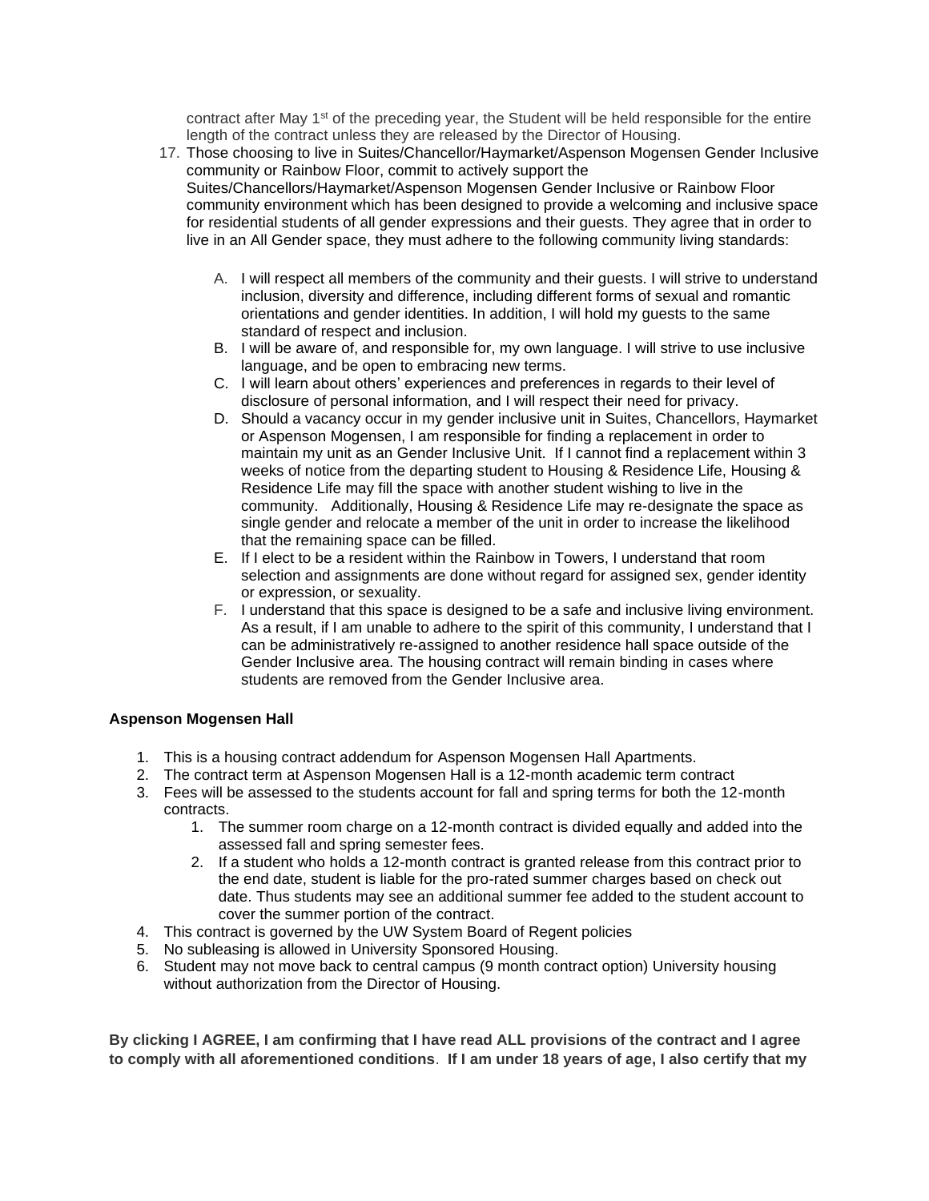contract after May 1st of the preceding year, the Student will be held responsible for the entire length of the contract unless they are released by the Director of Housing.

17. Those choosing to live in Suites/Chancellor/Haymarket/Aspenson Mogensen Gender Inclusive community or Rainbow Floor, commit to actively support the Suites/Chancellors/Haymarket/Aspenson Mogensen Gender Inclusive or Rainbow Floor community environment which has been designed to provide a welcoming and inclusive space for residential students of all gender expressions and their guests. They agree that in order to live in an All Gender space, they must adhere to the following community living standards:

    A. I will respect all members of the community and their guests. I will strive to understand inclusion, diversity and difference, including different forms of sexual and romantic orientations and gender identities. In addition, I will hold my guests to the same standard of respect and inclusion.
    B. I will be aware of, and responsible for, my own language. I will strive to use inclusive language, and be open to embracing new terms.
    C. I will learn about others' experiences and preferences in regards to their level of disclosure of personal information, and I will respect their need for privacy.
    D. Should a vacancy occur in my gender inclusive unit in Suites, Chancellors, Haymarket or Aspenson Mogensen, I am responsible for finding a replacement in order to maintain my unit as an Gender Inclusive Unit. If I cannot find a replacement within 3 weeks of notice from the departing student to Housing & Residence Life, Housing & Residence Life may fill the space with another student wishing to live in the community. Additionally, Housing & Residence Life may re-designate the space as single gender and relocate a member of the unit in order to increase the likelihood that the remaining space can be filled.
    E. If I elect to be a resident within the Rainbow in Towers, I understand that room selection and assignments are done without regard for assigned sex, gender identity or expression, or sexuality.
    F. I understand that this space is designed to be a safe and inclusive living environment. As a result, if I am unable to adhere to the spirit of this community, I understand that I can be administratively re-assigned to another residence hall space outside of the Gender Inclusive area. The housing contract will remain binding in cases where students are removed from the Gender Inclusive area.

**Aspenson Mogensen Hall**

1. This is a housing contract addendum for Aspenson Mogensen Hall Apartments.
2. The contract term at Aspenson Mogensen Hall is a 12-month academic term contract
3. Fees will be assessed to the students account for fall and spring terms for both the 12-month contracts.
    1. The summer room charge on a 12-month contract is divided equally and added into the assessed fall and spring semester fees.
    2. If a student who holds a 12-month contract is granted release from this contract prior to the end date, student is liable for the pro-rated summer charges based on check out date. Thus students may see an additional summer fee added to the student account to cover the summer portion of the contract.
4. This contract is governed by the UW System Board of Regent policies
5. No subleasing is allowed in University Sponsored Housing.
6. Student may not move back to central campus (9 month contract option) University housing without authorization from the Director of Housing.

**By clicking I AGREE, I am confirming that I have read ALL provisions of the contract and I agree to comply with all aforementioned conditions**. **If I am under 18 years of age, I also certify that my**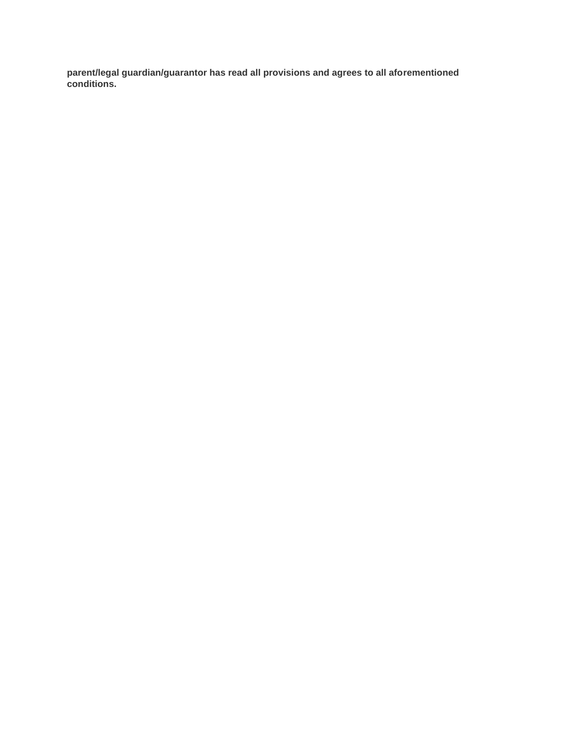**parent/legal guardian/guarantor has read all provisions and agrees to all aforementioned conditions.**